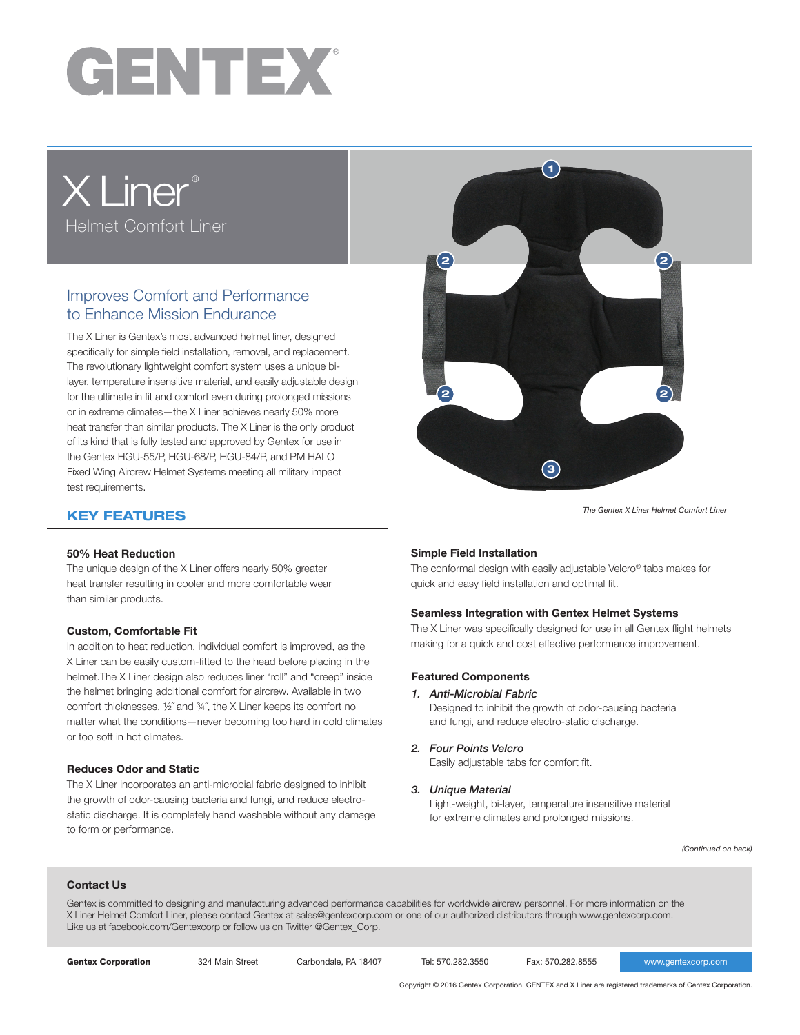# GENTEX®

# X Liner®

Helmet Comfort Liner

## Improves Comfort and Performance to Enhance Mission Endurance

The X Liner is Gentex's most advanced helmet liner, designed specifically for simple field installation, removal, and replacement. The revolutionary lightweight comfort system uses a unique bi-layer, temperature insensitive material, and easily adjustable design for the ultimate in fit and comfort even during prolonged missions or in extreme climates—the X Liner achieves nearly 50% more heat transfer than similar products. The X Liner is the only product of its kind that is fully tested and approved by Gentex for use in the Gentex HGU-55/P, HGU-68/P, HGU-84/P, and PM HALO Fixed Wing Aircrew Helmet Systems meeting all military impact test requirements.

*The Gentex X Liner Helmet Comfort Liner*

## KEY FEATURES

### 50% Heat Reduction

The unique design of the X Liner offers nearly 50% greater heat transfer resulting in cooler and more comfortable wear than similar products.

### Custom, Comfortable Fit

In addition to heat reduction, individual comfort is improved, as the X Liner can be easily custom-fitted to the head before placing in the helmet.The X Liner design also reduces liner "roll" and "creep" inside the helmet bringing additional comfort for aircrew. Available in two comfort thicknesses, ½˝ and ¾˝, the X Liner keeps its comfort no matter what the conditions—never becoming too hard in cold climates or too soft in hot climates.

### Reduces Odor and Static

The X Liner incorporates an anti-microbial fabric designed to inhibit the growth of odor-causing bacteria and fungi, and reduce electro-static discharge. It is completely hand washable without any damage to form or performance.

### Simple Field Installation

The conformal design with easily adjustable Velcro® tabs makes for quick and easy field installation and optimal fit.

### Seamless Integration with Gentex Helmet Systems

The X Liner was specifically designed for use in all Gentex flight helmets making for a quick and cost effective performance improvement.

### Featured Components

1. *Anti-Microbial Fabric*
   Designed to inhibit the growth of odor-causing bacteria and fungi, and reduce electro-static discharge.
2. *Four Points Velcro*
   Easily adjustable tabs for comfort fit.
3. *Unique Material*
   Light-weight, bi-layer, temperature insensitive material for extreme climates and prolonged missions.

*(Continued on back)*

### Contact Us

Gentex is committed to designing and manufacturing advanced performance capabilities for worldwide aircrew personnel. For more information on the X Liner Helmet Comfort Liner, please contact Gentex at sales@gentexcorp.com or one of our authorized distributors through www.gentexcorp.com. Like us at facebook.com/Gentexcorp or follow us on Twitter @Gentex_Corp.

**Gentex Corporation** 324 Main Street Carbondale, PA 18407 Tel: 570.282.3550 Fax: 570.282.8555 www.gentexcorp.com

Copyright © 2016 Gentex Corporation. GENTEX and X Liner are registered trademarks of Gentex Corporation.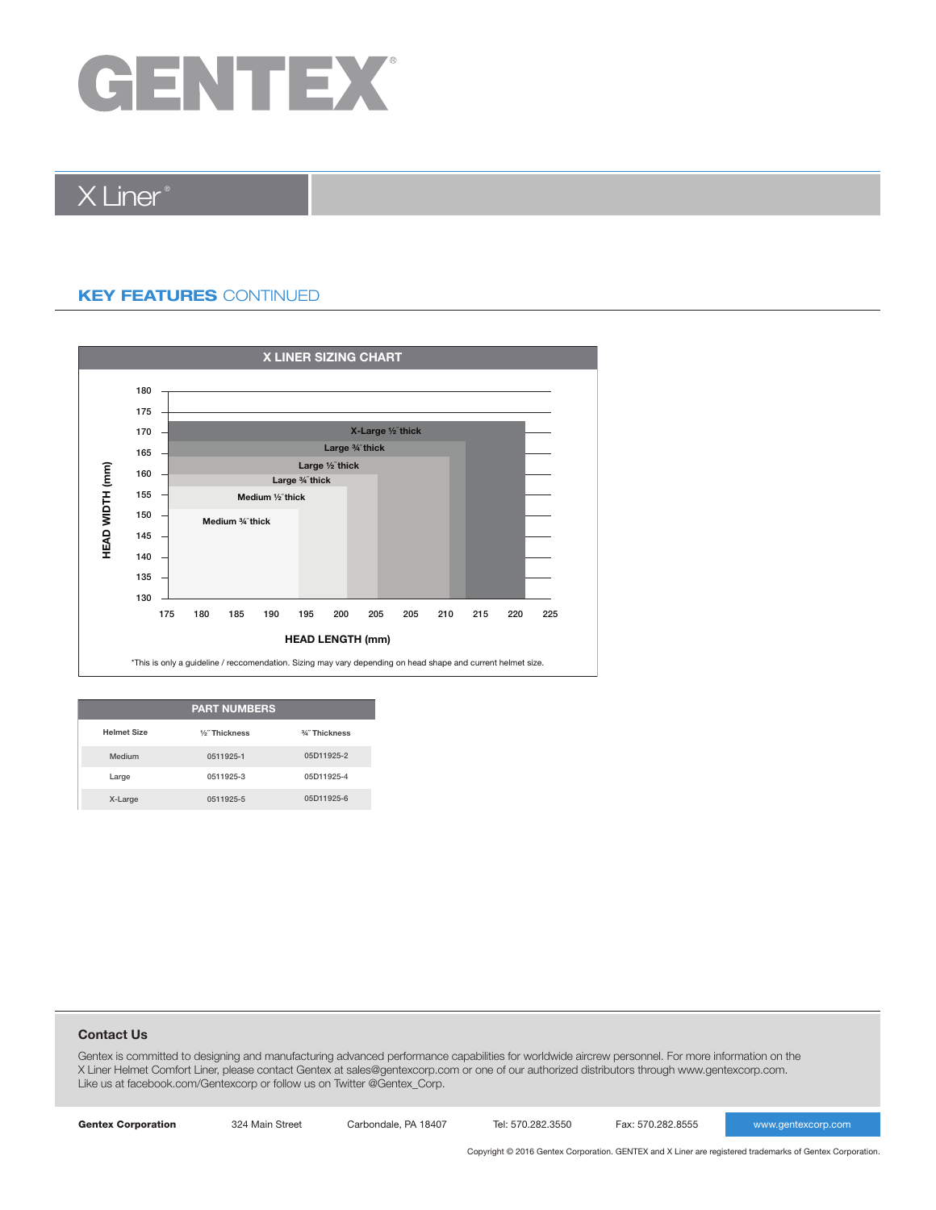# GENTEX®

## X Liner®

### KEY FEATURES CONTINUED

**X LINER SIZING CHART**

HEAD WIDTH (mm)

180
175
170
165
160
155
150
145
140
135
130

X-Large ½˝thick
Large ¾˝thick
Large ½˝thick
Large ¾˝thick
Medium ½˝thick
Medium ¾˝thick

175 180 185 190 195 200 205 205 210 215 220 225

HEAD LENGTH (mm)

*This is only a guideline / reccomendation. Sizing may vary depending on head shape and current helmet size.

**PART NUMBERS**

| Helmet Size | ½˝ Thickness | ¾˝ Thickness |
|---|---|---|
| Medium | 0511925-1 | 05D11925-2 |
| Large | 0511925-3 | 05D11925-4 |
| X-Large | 0511925-5 | 05D11925-6 |

### Contact Us

Gentex is committed to designing and manufacturing advanced performance capabilities for worldwide aircrew personnel. For more information on the X Liner Helmet Comfort Liner, please contact Gentex at sales@gentexcorp.com or one of our authorized distributors through www.gentexcorp.com. Like us at facebook.com/Gentexcorp or follow us on Twitter @Gentex_Corp.

**Gentex Corporation** 324 Main Street Carbondale, PA 18407 Tel: 570.282.3550 Fax: 570.282.8555 www.gentexcorp.com

Copyright © 2016 Gentex Corporation. GENTEX and X Liner are registered trademarks of Gentex Corporation.